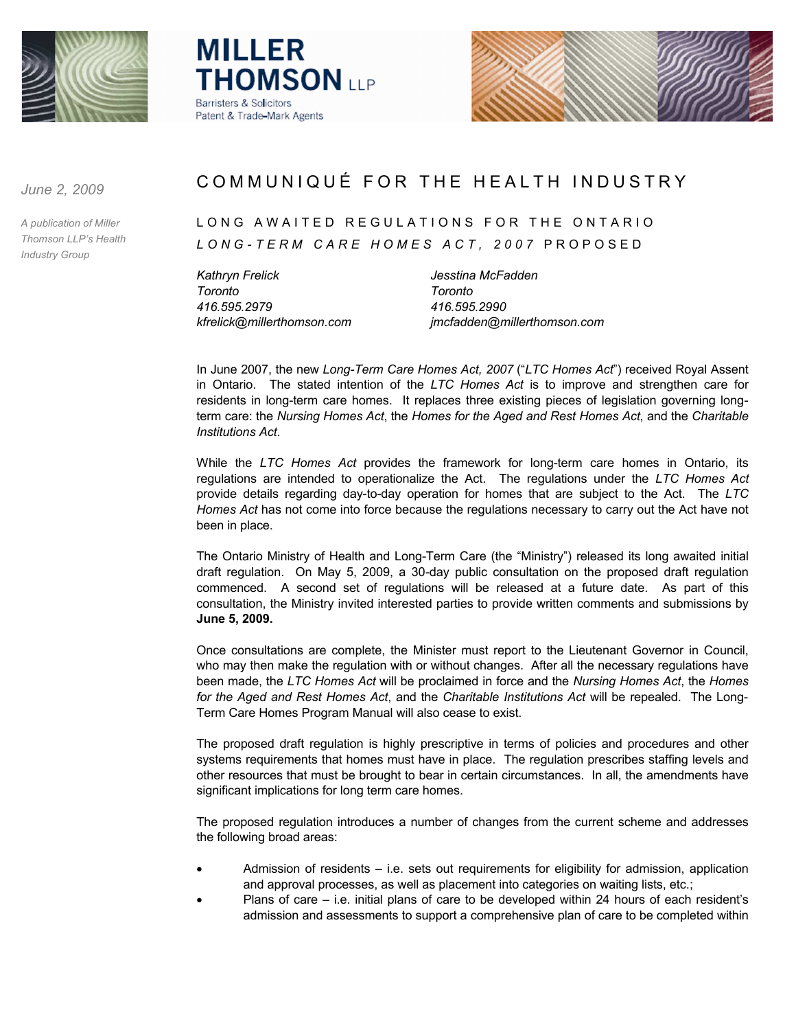MILLER THOMSON LLP
Barristers & Solicitors
Patent & Trade-Mark Agents

*June 2, 2009*

*A publication of Miller Thomson LLP's Health Industry Group*

# COMMUNIQUÉ FOR THE HEALTH INDUSTRY

## LONG AWAITED REGULATIONS FOR THE ONTARIO *LONG-TERM CARE HOMES ACT, 2007* PROPOSED

*Kathryn Frelick*
*Toronto*
*416.595.2979*
*kfrelick@millerthomson.com*

*Jesstina McFadden*
*Toronto*
*416.595.2990*
*jmcfadden@millerthomson.com*

In June 2007, the new *Long-Term Care Homes Act, 2007* ("*LTC Homes Act*") received Royal Assent in Ontario. The stated intention of the *LTC Homes Act* is to improve and strengthen care for residents in long-term care homes. It replaces three existing pieces of legislation governing long-term care: the *Nursing Homes Act*, the *Homes for the Aged and Rest Homes Act*, and the *Charitable Institutions Act*.

While the *LTC Homes Act* provides the framework for long-term care homes in Ontario, its regulations are intended to operationalize the Act. The regulations under the *LTC Homes Act* provide details regarding day-to-day operation for homes that are subject to the Act. The *LTC Homes Act* has not come into force because the regulations necessary to carry out the Act have not been in place.

The Ontario Ministry of Health and Long-Term Care (the "Ministry") released its long awaited initial draft regulation. On May 5, 2009, a 30-day public consultation on the proposed draft regulation commenced. A second set of regulations will be released at a future date. As part of this consultation, the Ministry invited interested parties to provide written comments and submissions by **June 5, 2009.**

Once consultations are complete, the Minister must report to the Lieutenant Governor in Council, who may then make the regulation with or without changes. After all the necessary regulations have been made, the *LTC Homes Act* will be proclaimed in force and the *Nursing Homes Act*, the *Homes for the Aged and Rest Homes Act*, and the *Charitable Institutions Act* will be repealed. The Long-Term Care Homes Program Manual will also cease to exist.

The proposed draft regulation is highly prescriptive in terms of policies and procedures and other systems requirements that homes must have in place. The regulation prescribes staffing levels and other resources that must be brought to bear in certain circumstances. In all, the amendments have significant implications for long term care homes.

The proposed regulation introduces a number of changes from the current scheme and addresses the following broad areas:

- Admission of residents – i.e. sets out requirements for eligibility for admission, application and approval processes, as well as placement into categories on waiting lists, etc.;
- Plans of care – i.e. initial plans of care to be developed within 24 hours of each resident's admission and assessments to support a comprehensive plan of care to be completed within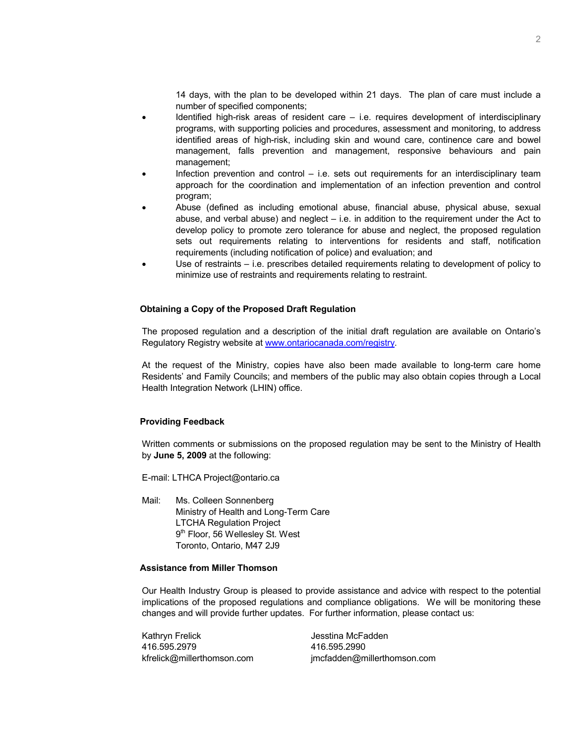14 days, with the plan to be developed within 21 days. The plan of care must include a number of specified components;

- Identified high-risk areas of resident care – i.e. requires development of interdisciplinary programs, with supporting policies and procedures, assessment and monitoring, to address identified areas of high-risk, including skin and wound care, continence care and bowel management, falls prevention and management, responsive behaviours and pain management;
- Infection prevention and control – i.e. sets out requirements for an interdisciplinary team approach for the coordination and implementation of an infection prevention and control program;
- Abuse (defined as including emotional abuse, financial abuse, physical abuse, sexual abuse, and verbal abuse) and neglect – i.e. in addition to the requirement under the Act to develop policy to promote zero tolerance for abuse and neglect, the proposed regulation sets out requirements relating to interventions for residents and staff, notification requirements (including notification of police) and evaluation; and
- Use of restraints – i.e. prescribes detailed requirements relating to development of policy to minimize use of restraints and requirements relating to restraint.

**Obtaining a Copy of the Proposed Draft Regulation**

The proposed regulation and a description of the initial draft regulation are available on Ontario's Regulatory Registry website at www.ontariocanada.com/registry.

At the request of the Ministry, copies have also been made available to long-term care home Residents' and Family Councils; and members of the public may also obtain copies through a Local Health Integration Network (LHIN) office.

**Providing Feedback**

Written comments or submissions on the proposed regulation may be sent to the Ministry of Health by **June 5, 2009** at the following:

E-mail: LTHCA Project@ontario.ca

Mail: Ms. Colleen Sonnenberg
Ministry of Health and Long-Term Care
LTCHA Regulation Project
9th Floor, 56 Wellesley St. West
Toronto, Ontario, M47 2J9

**Assistance from Miller Thomson**

Our Health Industry Group is pleased to provide assistance and advice with respect to the potential implications of the proposed regulations and compliance obligations. We will be monitoring these changes and will provide further updates. For further information, please contact us:

Kathryn Frelick
416.595.2979
kfrelick@millerthomson.com

Jesstina McFadden
416.595.2990
jmcfadden@millerthomson.com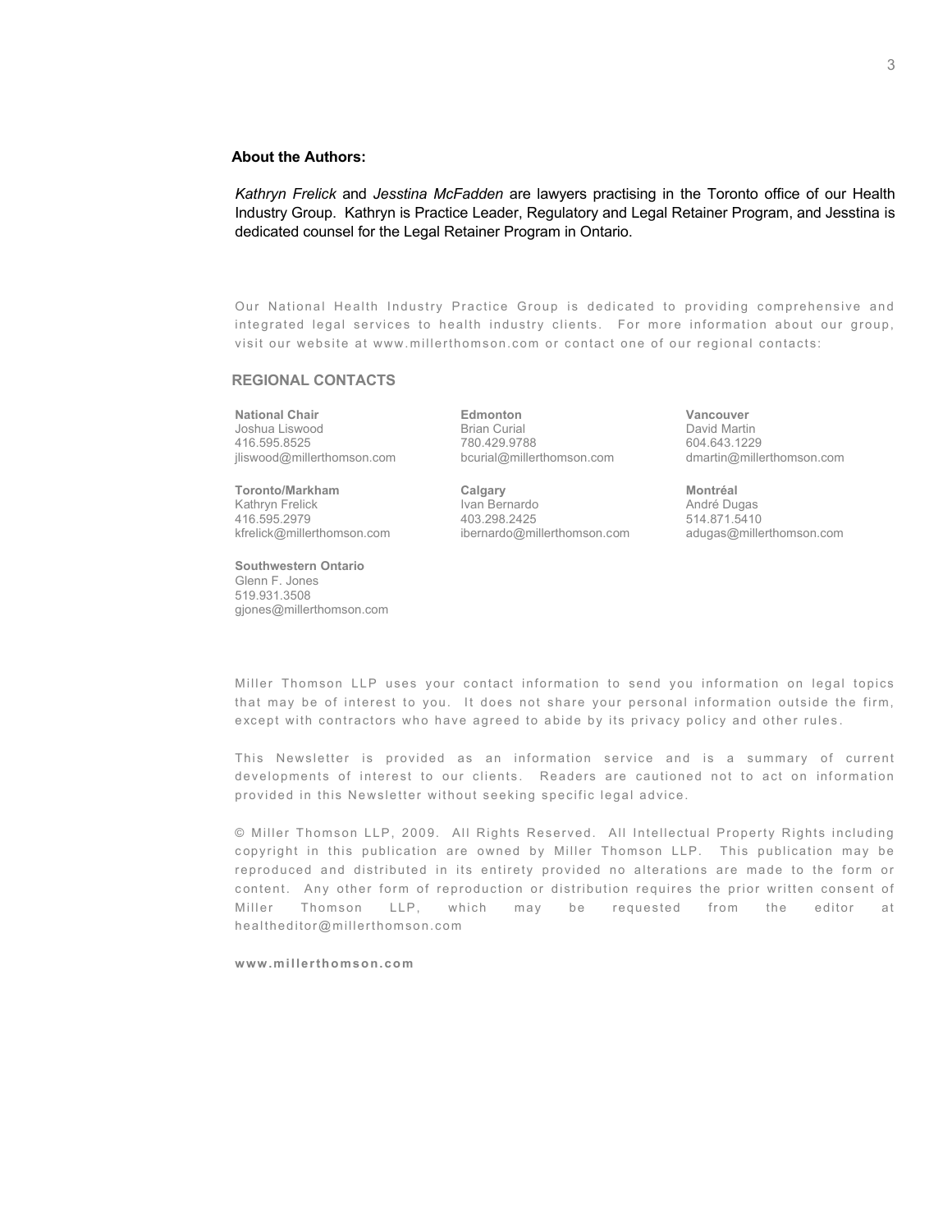**About the Authors:**

*Kathryn Frelick* and *Jesstina McFadden* are lawyers practising in the Toronto office of our Health Industry Group. Kathryn is Practice Leader, Regulatory and Legal Retainer Program, and Jesstina is dedicated counsel for the Legal Retainer Program in Ontario.

Our National Health Industry Practice Group is dedicated to providing comprehensive and integrated legal services to health industry clients. For more information about our group, visit our website at www.millerthomson.com or contact one of our regional contacts:

## REGIONAL CONTACTS

**National Chair**
Joshua Liswood
416.595.8525
jliswood@millerthomson.com

**Toronto/Markham**
Kathryn Frelick
416.595.2979
kfrelick@millerthomson.com

**Southwestern Ontario**
Glenn F. Jones
519.931.3508
gjones@millerthomson.com

**Edmonton**
Brian Curial
780.429.9788
bcurial@millerthomson.com

**Calgary**
Ivan Bernardo
403.298.2425
ibernardo@millerthomson.com

**Vancouver**
David Martin
604.643.1229
dmartin@millerthomson.com

**Montréal**
André Dugas
514.871.5410
adugas@millerthomson.com

Miller Thomson LLP uses your contact information to send you information on legal topics that may be of interest to you. It does not share your personal information outside the firm, except with contractors who have agreed to abide by its privacy policy and other rules.

This Newsletter is provided as an information service and is a summary of current developments of interest to our clients. Readers are cautioned not to act on information provided in this Newsletter without seeking specific legal advice.

© Miller Thomson LLP, 2009. All Rights Reserved. All Intellectual Property Rights including copyright in this publication are owned by Miller Thomson LLP. This publication may be reproduced and distributed in its entirety provided no alterations are made to the form or content. Any other form of reproduction or distribution requires the prior written consent of Miller Thomson LLP, which may be requested from the editor at healtheditor@millerthomson.com

**www.millerthomson.com**